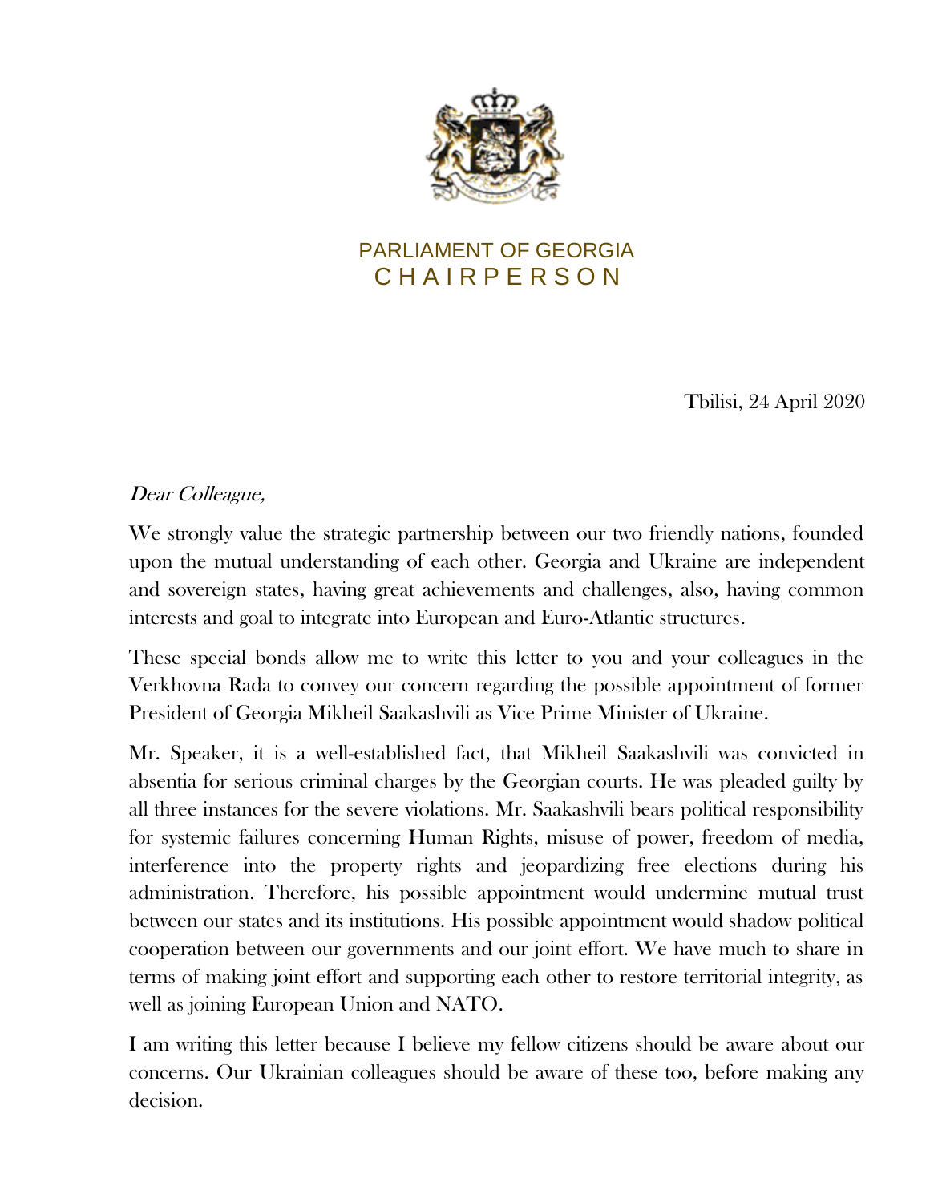PARLIAMENT OF GEORGIA
C H A I R P E R S O N

Tbilisi, 24 April 2020

*Dear Colleague,*

We strongly value the strategic partnership between our two friendly nations, founded upon the mutual understanding of each other. Georgia and Ukraine are independent and sovereign states, having great achievements and challenges, also, having common interests and goal to integrate into European and Euro-Atlantic structures.

These special bonds allow me to write this letter to you and your colleagues in the Verkhovna Rada to convey our concern regarding the possible appointment of former President of Georgia Mikheil Saakashvili as Vice Prime Minister of Ukraine.

Mr. Speaker, it is a well-established fact, that Mikheil Saakashvili was convicted in absentia for serious criminal charges by the Georgian courts. He was pleaded guilty by all three instances for the severe violations. Mr. Saakashvili bears political responsibility for systemic failures concerning Human Rights, misuse of power, freedom of media, interference into the property rights and jeopardizing free elections during his administration. Therefore, his possible appointment would undermine mutual trust between our states and its institutions. His possible appointment would shadow political cooperation between our governments and our joint effort. We have much to share in terms of making joint effort and supporting each other to restore territorial integrity, as well as joining European Union and NATO.

I am writing this letter because I believe my fellow citizens should be aware about our concerns. Our Ukrainian colleagues should be aware of these too, before making any decision.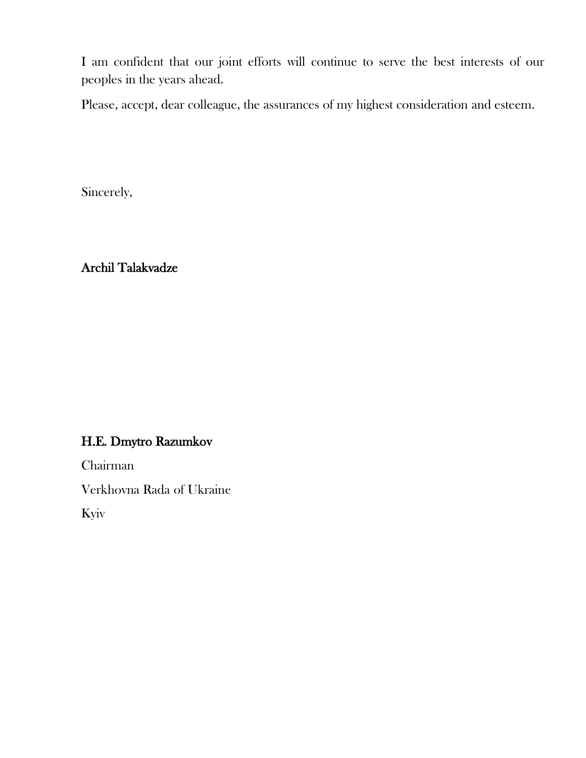I am confident that our joint efforts will continue to serve the best interests of our peoples in the years ahead.

Please, accept, dear colleague, the assurances of my highest consideration and esteem.

Sincerely,

**Archil Talakvadze**

**H.E. Dmytro Razumkov**

Chairman

Verkhovna Rada of Ukraine

Kyiv